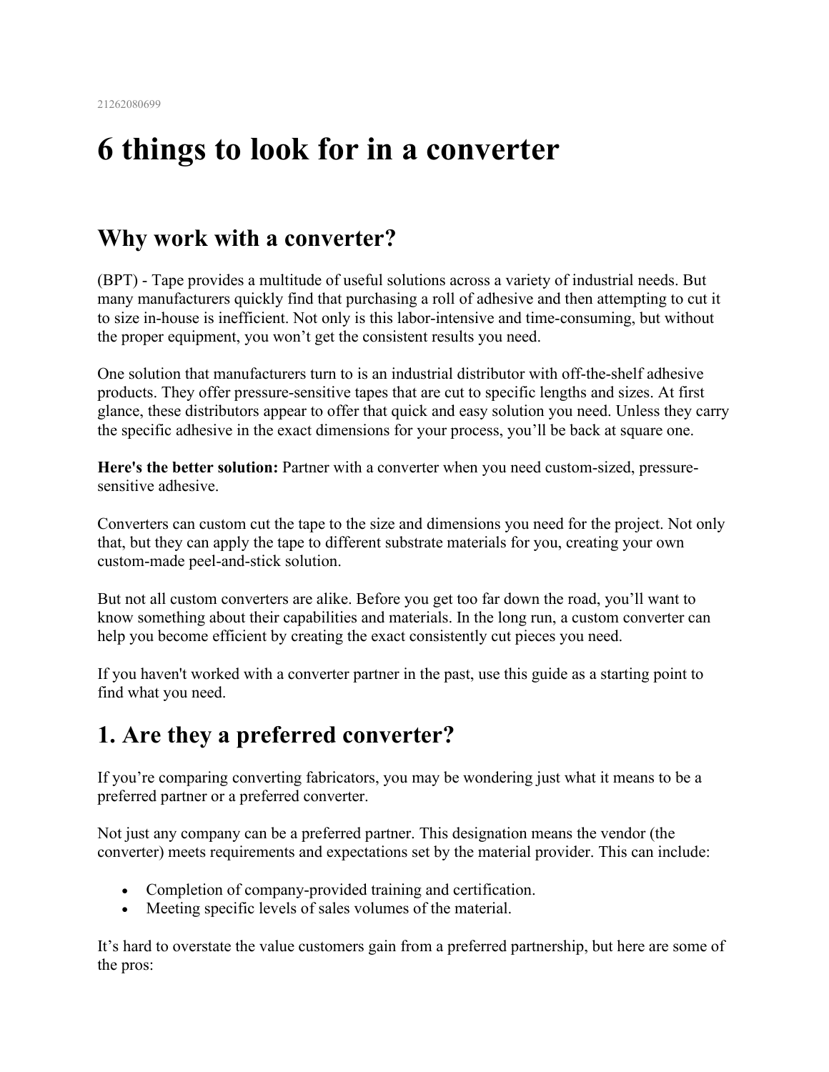21262080699

# 6 things to look for in a converter

## Why work with a converter?

(BPT) - Tape provides a multitude of useful solutions across a variety of industrial needs. But many manufacturers quickly find that purchasing a roll of adhesive and then attempting to cut it to size in-house is inefficient. Not only is this labor-intensive and time-consuming, but without the proper equipment, you won't get the consistent results you need.

One solution that manufacturers turn to is an industrial distributor with off-the-shelf adhesive products. They offer pressure-sensitive tapes that are cut to specific lengths and sizes. At first glance, these distributors appear to offer that quick and easy solution you need. Unless they carry the specific adhesive in the exact dimensions for your process, you'll be back at square one.

**Here's the better solution:** Partner with a converter when you need custom-sized, pressure-sensitive adhesive.

Converters can custom cut the tape to the size and dimensions you need for the project. Not only that, but they can apply the tape to different substrate materials for you, creating your own custom-made peel-and-stick solution.

But not all custom converters are alike. Before you get too far down the road, you'll want to know something about their capabilities and materials. In the long run, a custom converter can help you become efficient by creating the exact consistently cut pieces you need.

If you haven't worked with a converter partner in the past, use this guide as a starting point to find what you need.

## 1. Are they a preferred converter?

If you're comparing converting fabricators, you may be wondering just what it means to be a preferred partner or a preferred converter.

Not just any company can be a preferred partner. This designation means the vendor (the converter) meets requirements and expectations set by the material provider. This can include:

- Completion of company-provided training and certification.
- Meeting specific levels of sales volumes of the material.

It's hard to overstate the value customers gain from a preferred partnership, but here are some of the pros: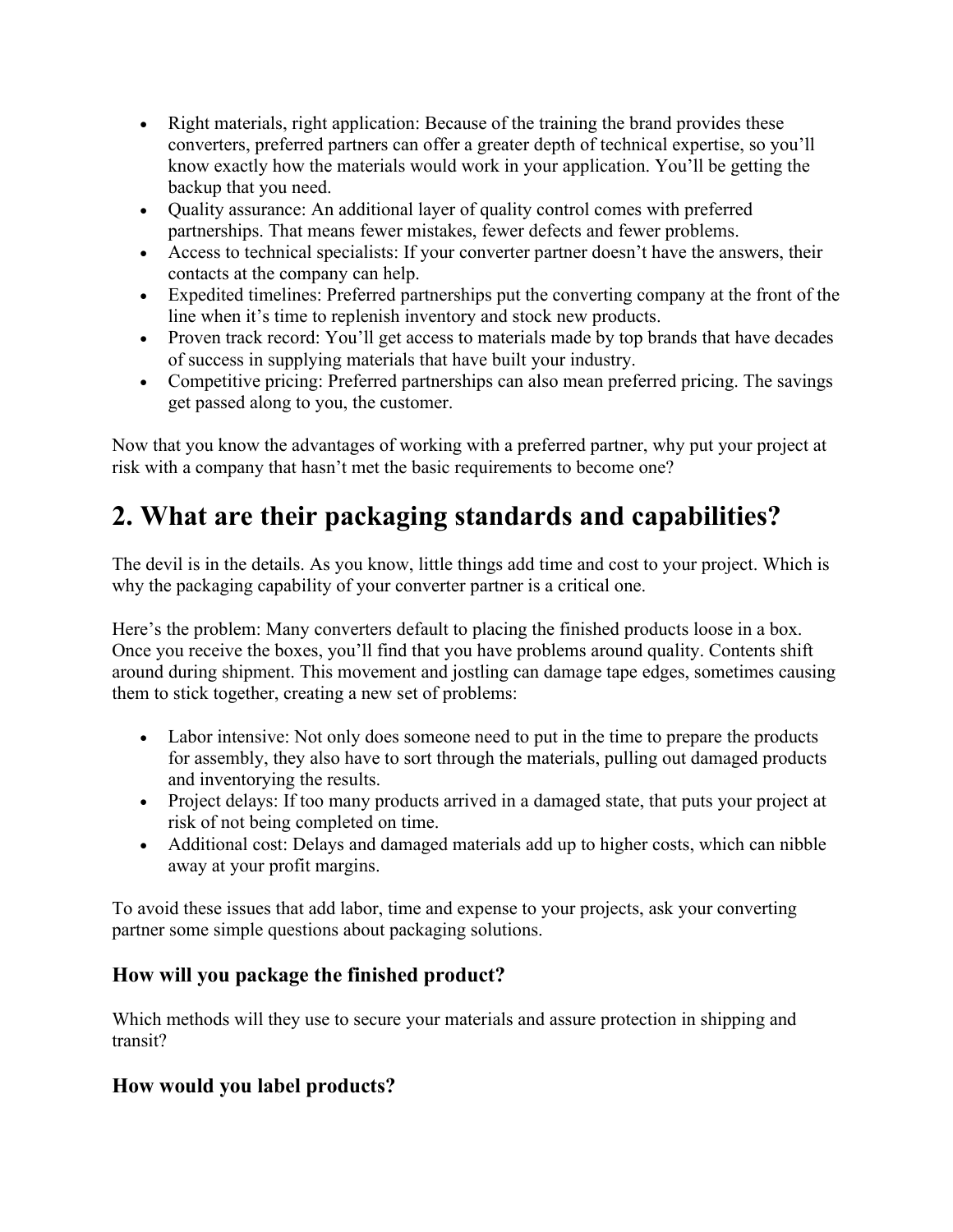- Right materials, right application: Because of the training the brand provides these converters, preferred partners can offer a greater depth of technical expertise, so you'll know exactly how the materials would work in your application. You'll be getting the backup that you need.
- Quality assurance: An additional layer of quality control comes with preferred partnerships. That means fewer mistakes, fewer defects and fewer problems.
- Access to technical specialists: If your converter partner doesn't have the answers, their contacts at the company can help.
- Expedited timelines: Preferred partnerships put the converting company at the front of the line when it's time to replenish inventory and stock new products.
- Proven track record: You'll get access to materials made by top brands that have decades of success in supplying materials that have built your industry.
- Competitive pricing: Preferred partnerships can also mean preferred pricing. The savings get passed along to you, the customer.

Now that you know the advantages of working with a preferred partner, why put your project at risk with a company that hasn't met the basic requirements to become one?

## 2. What are their packaging standards and capabilities?

The devil is in the details. As you know, little things add time and cost to your project. Which is why the packaging capability of your converter partner is a critical one.

Here's the problem: Many converters default to placing the finished products loose in a box. Once you receive the boxes, you'll find that you have problems around quality. Contents shift around during shipment. This movement and jostling can damage tape edges, sometimes causing them to stick together, creating a new set of problems:

- Labor intensive: Not only does someone need to put in the time to prepare the products for assembly, they also have to sort through the materials, pulling out damaged products and inventorying the results.
- Project delays: If too many products arrived in a damaged state, that puts your project at risk of not being completed on time.
- Additional cost: Delays and damaged materials add up to higher costs, which can nibble away at your profit margins.

To avoid these issues that add labor, time and expense to your projects, ask your converting partner some simple questions about packaging solutions.

### How will you package the finished product?

Which methods will they use to secure your materials and assure protection in shipping and transit?

### How would you label products?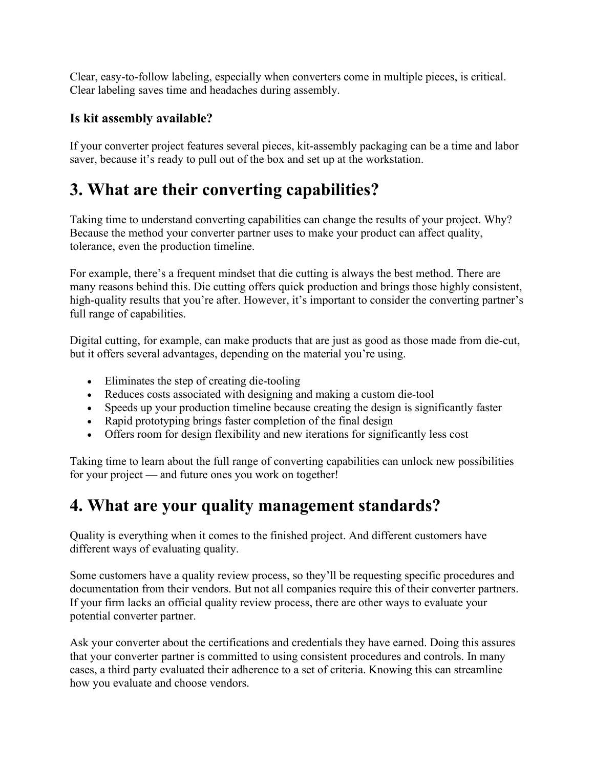Clear, easy-to-follow labeling, especially when converters come in multiple pieces, is critical. Clear labeling saves time and headaches during assembly.

### Is kit assembly available?

If your converter project features several pieces, kit-assembly packaging can be a time and labor saver, because it's ready to pull out of the box and set up at the workstation.

## 3. What are their converting capabilities?

Taking time to understand converting capabilities can change the results of your project. Why? Because the method your converter partner uses to make your product can affect quality, tolerance, even the production timeline.

For example, there's a frequent mindset that die cutting is always the best method. There are many reasons behind this. Die cutting offers quick production and brings those highly consistent, high-quality results that you're after. However, it's important to consider the converting partner's full range of capabilities.

Digital cutting, for example, can make products that are just as good as those made from die-cut, but it offers several advantages, depending on the material you're using.

- Eliminates the step of creating die-tooling
- Reduces costs associated with designing and making a custom die-tool
- Speeds up your production timeline because creating the design is significantly faster
- Rapid prototyping brings faster completion of the final design
- Offers room for design flexibility and new iterations for significantly less cost

Taking time to learn about the full range of converting capabilities can unlock new possibilities for your project — and future ones you work on together!

## 4. What are your quality management standards?

Quality is everything when it comes to the finished project. And different customers have different ways of evaluating quality.

Some customers have a quality review process, so they'll be requesting specific procedures and documentation from their vendors. But not all companies require this of their converter partners. If your firm lacks an official quality review process, there are other ways to evaluate your potential converter partner.

Ask your converter about the certifications and credentials they have earned. Doing this assures that your converter partner is committed to using consistent procedures and controls. In many cases, a third party evaluated their adherence to a set of criteria. Knowing this can streamline how you evaluate and choose vendors.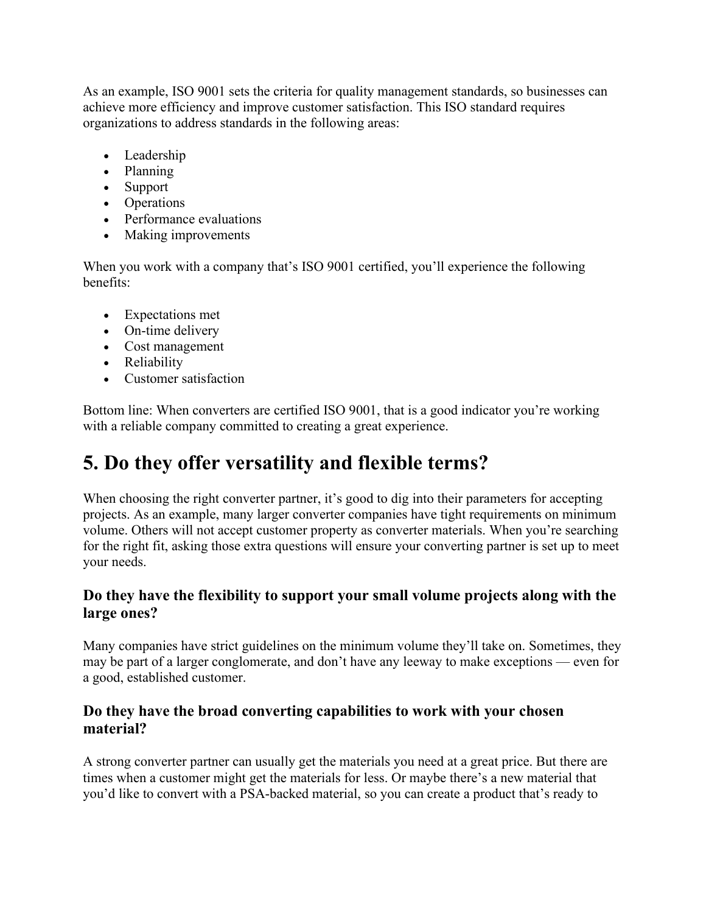As an example, ISO 9001 sets the criteria for quality management standards, so businesses can achieve more efficiency and improve customer satisfaction. This ISO standard requires organizations to address standards in the following areas:

- Leadership
- Planning
- Support
- Operations
- Performance evaluations
- Making improvements

When you work with a company that's ISO 9001 certified, you'll experience the following benefits:

- Expectations met
- On-time delivery
- Cost management
- Reliability
- Customer satisfaction

Bottom line: When converters are certified ISO 9001, that is a good indicator you're working with a reliable company committed to creating a great experience.

# 5. Do they offer versatility and flexible terms?

When choosing the right converter partner, it's good to dig into their parameters for accepting projects. As an example, many larger converter companies have tight requirements on minimum volume. Others will not accept customer property as converter materials. When you're searching for the right fit, asking those extra questions will ensure your converting partner is set up to meet your needs.

### Do they have the flexibility to support your small volume projects along with the large ones?

Many companies have strict guidelines on the minimum volume they'll take on. Sometimes, they may be part of a larger conglomerate, and don't have any leeway to make exceptions — even for a good, established customer.

### Do they have the broad converting capabilities to work with your chosen material?

A strong converter partner can usually get the materials you need at a great price. But there are times when a customer might get the materials for less. Or maybe there's a new material that you'd like to convert with a PSA-backed material, so you can create a product that's ready to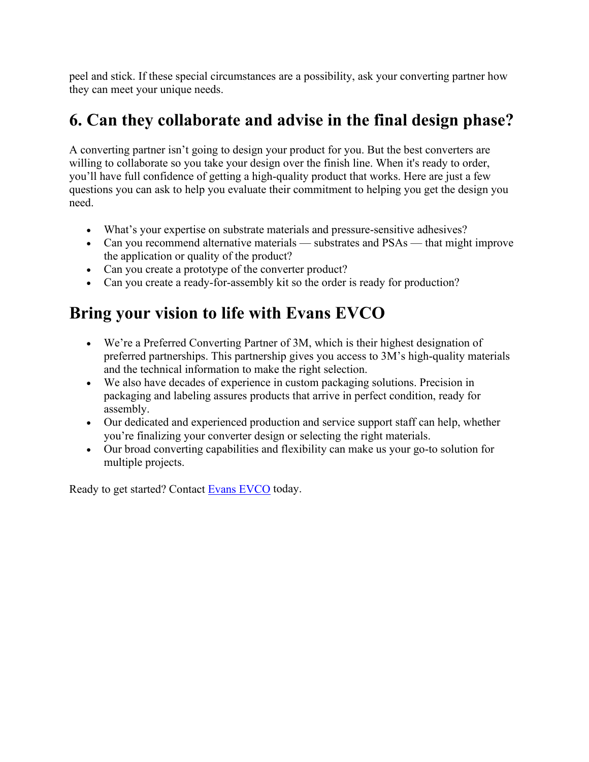peel and stick. If these special circumstances are a possibility, ask your converting partner how they can meet your unique needs.

## 6. Can they collaborate and advise in the final design phase?

A converting partner isn't going to design your product for you. But the best converters are willing to collaborate so you take your design over the finish line. When it's ready to order, you'll have full confidence of getting a high-quality product that works. Here are just a few questions you can ask to help you evaluate their commitment to helping you get the design you need.

- What's your expertise on substrate materials and pressure-sensitive adhesives?
- Can you recommend alternative materials — substrates and PSAs — that might improve the application or quality of the product?
- Can you create a prototype of the converter product?
- Can you create a ready-for-assembly kit so the order is ready for production?

## Bring your vision to life with Evans EVCO

- We're a Preferred Converting Partner of 3M, which is their highest designation of preferred partnerships. This partnership gives you access to 3M's high-quality materials and the technical information to make the right selection.
- We also have decades of experience in custom packaging solutions. Precision in packaging and labeling assures products that arrive in perfect condition, ready for assembly.
- Our dedicated and experienced production and service support staff can help, whether you're finalizing your converter design or selecting the right materials.
- Our broad converting capabilities and flexibility can make us your go-to solution for multiple projects.

Ready to get started? Contact Evans EVCO today.